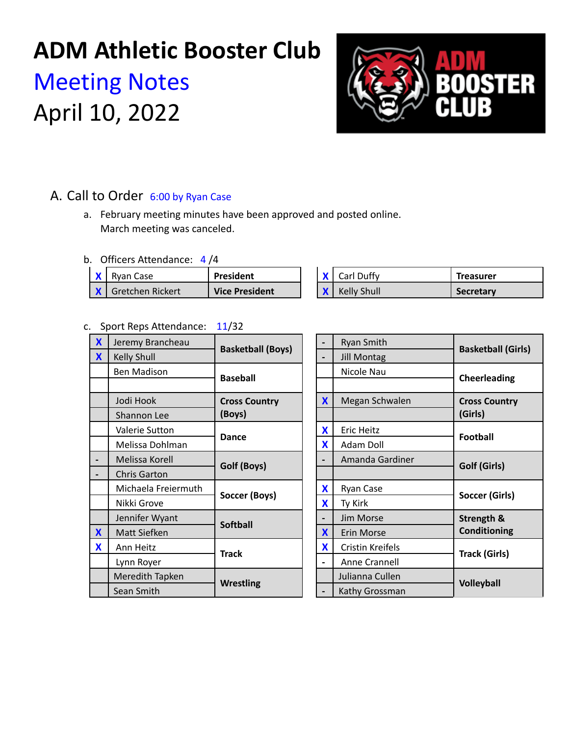# ADM Athletic Booster Club

## Meeting Notes

## April 10, 2022

A. Call to Order 6:00 by Ryan Case

a. February meeting minutes have been approved and posted online.
March meeting was canceled.

b. Officers Attendance: 4 /4

| | Name | Position | | Name | Position |
|---|---|---|---|---|---|
| X | Ryan Case | **President** | X | Carl Duffy | **Treasurer** |
| X | Gretchen Rickert | **Vice President** | X | Kelly Shull | **Secretary** |

c. Sport Reps Attendance: 11/32

| | Name | Sport | | Name | Sport |
|---|---|---|---|---|---|
| X | Jeremy Brancheau | **Basketball (Boys)** | - | Ryan Smith | **Basketball (Girls)** |
| X | Kelly Shull | | - | Jill Montag | |
| | Ben Madison | **Baseball** | | Nicole Nau | **Cheerleading** |
| | | | | | |
| | Jodi Hook | **Cross Country (Boys)** | X | Megan Schwalen | **Cross Country (Girls)** |
| | Shannon Lee | | | | |
| | Valerie Sutton | **Dance** | X | Eric Heitz | **Football** |
| | Melissa Dohlman | | X | Adam Doll | |
| - | Melissa Korell | **Golf (Boys)** | - | Amanda Gardiner | **Golf (Girls)** |
| - | Chris Garton | | | | |
| | Michaela Freiermuth | **Soccer (Boys)** | X | Ryan Case | **Soccer (Girls)** |
| | Nikki Grove | | X | Ty Kirk | |
| | Jennifer Wyant | **Softball** | - | Jim Morse | **Strength & Conditioning** |
| X | Matt Siefken | | X | Erin Morse | |
| X | Ann Heitz | **Track** | X | Cristin Kreifels | **Track (Girls)** |
| | Lynn Royer | | - | Anne Crannell | |
| | Meredith Tapken | **Wrestling** | | Julianna Cullen | **Volleyball** |
| | Sean Smith | | - | Kathy Grossman | |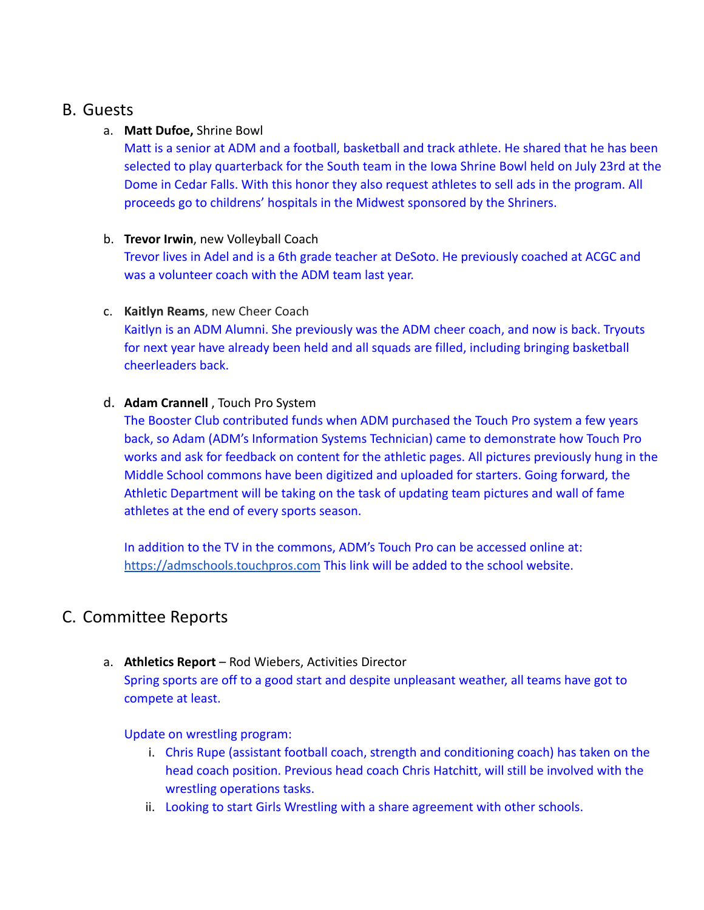## B. Guests

a. **Matt Dufoe,** Shrine Bowl

Matt is a senior at ADM and a football, basketball and track athlete. He shared that he has been selected to play quarterback for the South team in the Iowa Shrine Bowl held on July 23rd at the Dome in Cedar Falls. With this honor they also request athletes to sell ads in the program. All proceeds go to childrens' hospitals in the Midwest sponsored by the Shriners.

b. **Trevor Irwin**, new Volleyball Coach

Trevor lives in Adel and is a 6th grade teacher at DeSoto. He previously coached at ACGC and was a volunteer coach with the ADM team last year.

c. **Kaitlyn Reams**, new Cheer Coach

Kaitlyn is an ADM Alumni. She previously was the ADM cheer coach, and now is back. Tryouts for next year have already been held and all squads are filled, including bringing basketball cheerleaders back.

d. **Adam Crannell** , Touch Pro System

The Booster Club contributed funds when ADM purchased the Touch Pro system a few years back, so Adam (ADM's Information Systems Technician) came to demonstrate how Touch Pro works and ask for feedback on content for the athletic pages. All pictures previously hung in the Middle School commons have been digitized and uploaded for starters. Going forward, the Athletic Department will be taking on the task of updating team pictures and wall of fame athletes at the end of every sports season.

In addition to the TV in the commons, ADM's Touch Pro can be accessed online at: https://admschools.touchpros.com This link will be added to the school website.

## C. Committee Reports

a. **Athletics Report** – Rod Wiebers, Activities Director

Spring sports are off to a good start and despite unpleasant weather, all teams have got to compete at least.

Update on wrestling program:

i. Chris Rupe (assistant football coach, strength and conditioning coach) has taken on the head coach position. Previous head coach Chris Hatchitt, will still be involved with the wrestling operations tasks.
ii. Looking to start Girls Wrestling with a share agreement with other schools.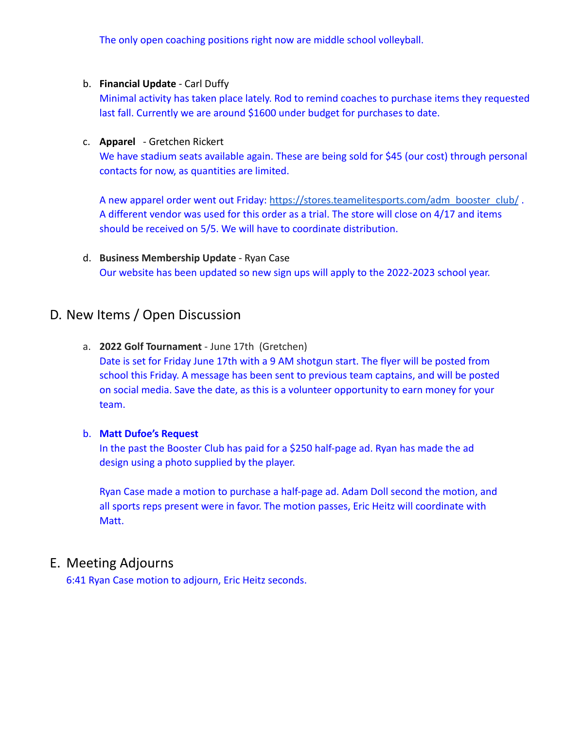The only open coaching positions right now are middle school volleyball.

b. **Financial Update** - Carl Duffy
   Minimal activity has taken place lately. Rod to remind coaches to purchase items they requested last fall. Currently we are around $1600 under budget for purchases to date.

c. **Apparel** - Gretchen Rickert
   We have stadium seats available again. These are being sold for $45 (our cost) through personal contacts for now, as quantities are limited.

   A new apparel order went out Friday: https://stores.teamelitesports.com/adm_booster_club/ . A different vendor was used for this order as a trial. The store will close on 4/17 and items should be received on 5/5. We will have to coordinate distribution.

d. **Business Membership Update** - Ryan Case
   Our website has been updated so new sign ups will apply to the 2022-2023 school year.

## D. New Items / Open Discussion

a. **2022 Golf Tournament** - June 17th (Gretchen)
   Date is set for Friday June 17th with a 9 AM shotgun start. The flyer will be posted from school this Friday. A message has been sent to previous team captains, and will be posted on social media. Save the date, as this is a volunteer opportunity to earn money for your team.

b. **Matt Dufoe's Request**
   In the past the Booster Club has paid for a $250 half-page ad. Ryan has made the ad design using a photo supplied by the player.

   Ryan Case made a motion to purchase a half-page ad. Adam Doll second the motion, and all sports reps present were in favor. The motion passes, Eric Heitz will coordinate with Matt.

## E. Meeting Adjourns

6:41 Ryan Case motion to adjourn, Eric Heitz seconds.